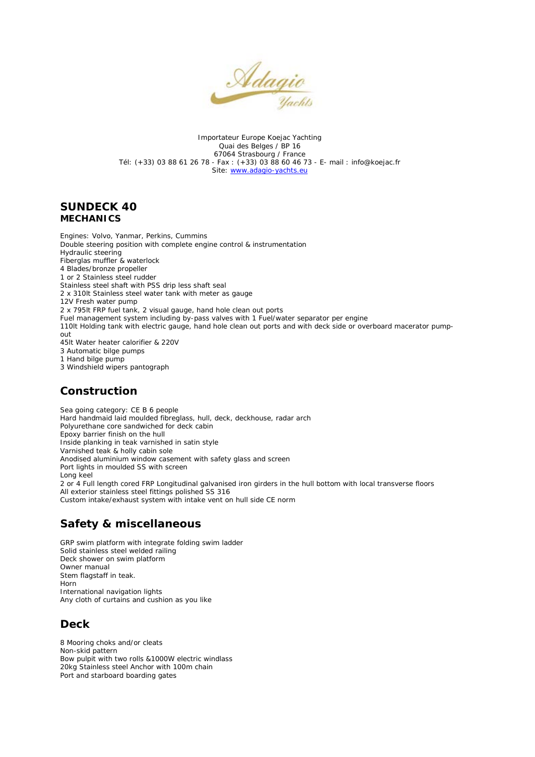Importateur Europe Koejac Yachting
Quai des Belges / BP 16
67064 Strasbourg / France
Tél: (+33) 03 88 61 26 78 - Fax : (+33) 03 88 60 46 73 - E- mail : info@koejac.fr
Site: www.adagio-yachts.eu

# SUNDECK 40

## MECHANICS

Engines: Volvo, Yanmar, Perkins, Cummins
Double steering position with complete engine control & instrumentation
Hydraulic steering
Fiberglas muffler & waterlock
4 Blades/bronze propeller
1 or 2 Stainless steel rudder
Stainless steel shaft with PSS drip less shaft seal
2 x 310lt Stainless steel water tank with meter as gauge
12V Fresh water pump
2 x 795lt FRP fuel tank, 2 visual gauge, hand hole clean out ports
Fuel management system including by-pass valves with 1 Fuel/water separator per engine
110lt Holding tank with electric gauge, hand hole clean out ports and with deck side or overboard macerator pump-out
45lt Water heater calorifier & 220V
3 Automatic bilge pumps
1 Hand bilge pump
3 Windshield wipers pantograph

## Construction

Sea going category: CE B 6 people
Hard handmaid laid moulded fibreglass, hull, deck, deckhouse, radar arch
Polyurethane core sandwiched for deck cabin
Epoxy barrier finish on the hull
Inside planking in teak varnished in satin style
Varnished teak & holly cabin sole
Anodised aluminium window casement with safety glass and screen
Port lights in moulded SS with screen
Long keel
2 or 4 Full length cored FRP Longitudinal galvanised iron girders in the hull bottom with local transverse floors
All exterior stainless steel fittings polished SS 316
Custom intake/exhaust system with intake vent on hull side CE norm

## Safety & miscellaneous

GRP swim platform with integrate folding swim ladder
Solid stainless steel welded railing
Deck shower on swim platform
Owner manual
Stem flagstaff in teak.
Horn
International navigation lights
Any cloth of curtains and cushion as you like

## Deck

8 Mooring choks and/or cleats
Non-skid pattern
Bow pulpit with two rolls &1000W electric windlass
20kg Stainless steel Anchor with 100m chain
Port and starboard boarding gates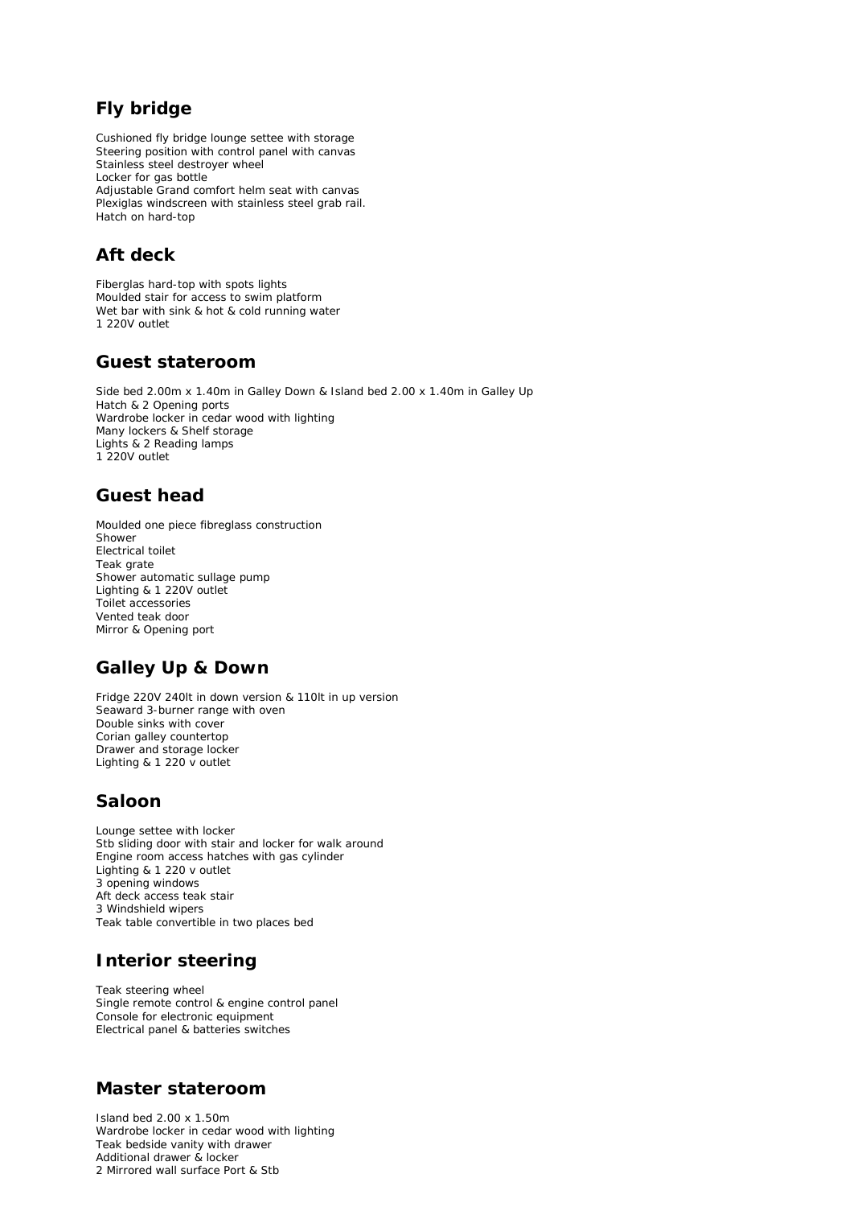## Fly bridge

Cushioned fly bridge lounge settee with storage
Steering position with control panel with canvas
Stainless steel destroyer wheel
Locker for gas bottle
Adjustable Grand comfort helm seat with canvas
Plexiglas windscreen with stainless steel grab rail.
Hatch on hard-top

## Aft deck

Fiberglas hard-top with spots lights
Moulded stair for access to swim platform
Wet bar with sink & hot & cold running water
1 220V outlet

## Guest stateroom

Side bed 2.00m x 1.40m in Galley Down & Island bed 2.00 x 1.40m in Galley Up
Hatch & 2 Opening ports
Wardrobe locker in cedar wood with lighting
Many lockers & Shelf storage
Lights & 2 Reading lamps
1 220V outlet

## Guest head

Moulded one piece fibreglass construction
Shower
Electrical toilet
Teak grate
Shower automatic sullage pump
Lighting & 1 220V outlet
Toilet accessories
Vented teak door
Mirror & Opening port

## Galley Up & Down

Fridge 220V 240lt in down version & 110lt in up version
Seaward 3-burner range with oven
Double sinks with cover
Corian galley countertop
Drawer and storage locker
Lighting & 1 220 v outlet

## Saloon

Lounge settee with locker
Stb sliding door with stair and locker for walk around
Engine room access hatches with gas cylinder
Lighting & 1 220 v outlet
3 opening windows
Aft deck access teak stair
3 Windshield wipers
Teak table convertible in two places bed

## Interior steering

Teak steering wheel
Single remote control & engine control panel
Console for electronic equipment
Electrical panel & batteries switches

## Master stateroom

Island bed 2.00 x 1.50m
Wardrobe locker in cedar wood with lighting
Teak bedside vanity with drawer
Additional drawer & locker
2 Mirrored wall surface Port & Stb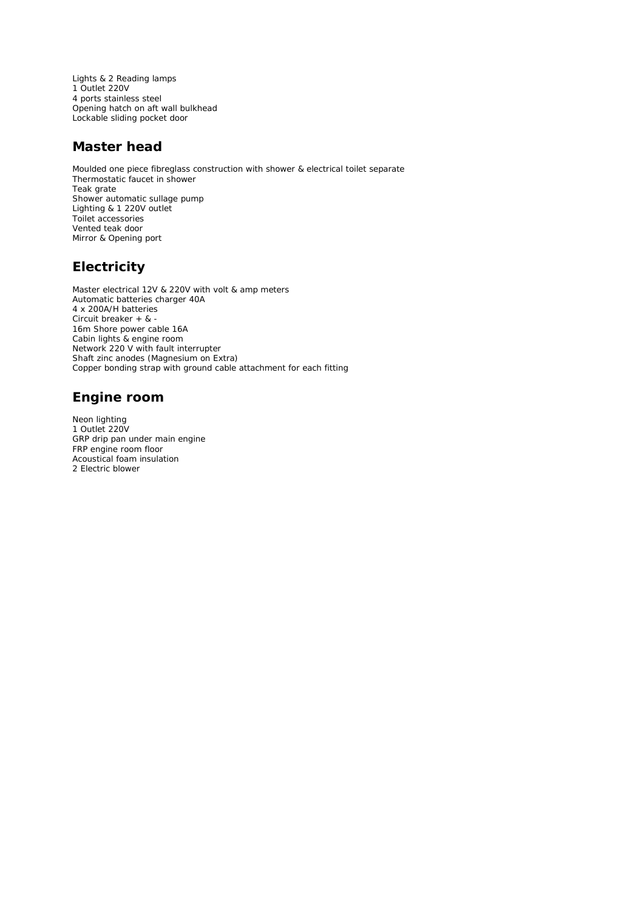Lights & 2 Reading lamps
1 Outlet 220V
4 ports stainless steel
Opening hatch on aft wall bulkhead
Lockable sliding pocket door

## Master head

Moulded one piece fibreglass construction with shower & electrical toilet separate
Thermostatic faucet in shower
Teak grate
Shower automatic sullage pump
Lighting & 1 220V outlet
Toilet accessories
Vented teak door
Mirror & Opening port

## Electricity

Master electrical 12V & 220V with volt & amp meters
Automatic batteries charger 40A
4 x 200A/H batteries
Circuit breaker + & -
16m Shore power cable 16A
Cabin lights & engine room
Network 220 V with fault interrupter
Shaft zinc anodes (Magnesium on Extra)
Copper bonding strap with ground cable attachment for each fitting

## Engine room

Neon lighting
1 Outlet 220V
GRP drip pan under main engine
FRP engine room floor
Acoustical foam insulation
2 Electric blower